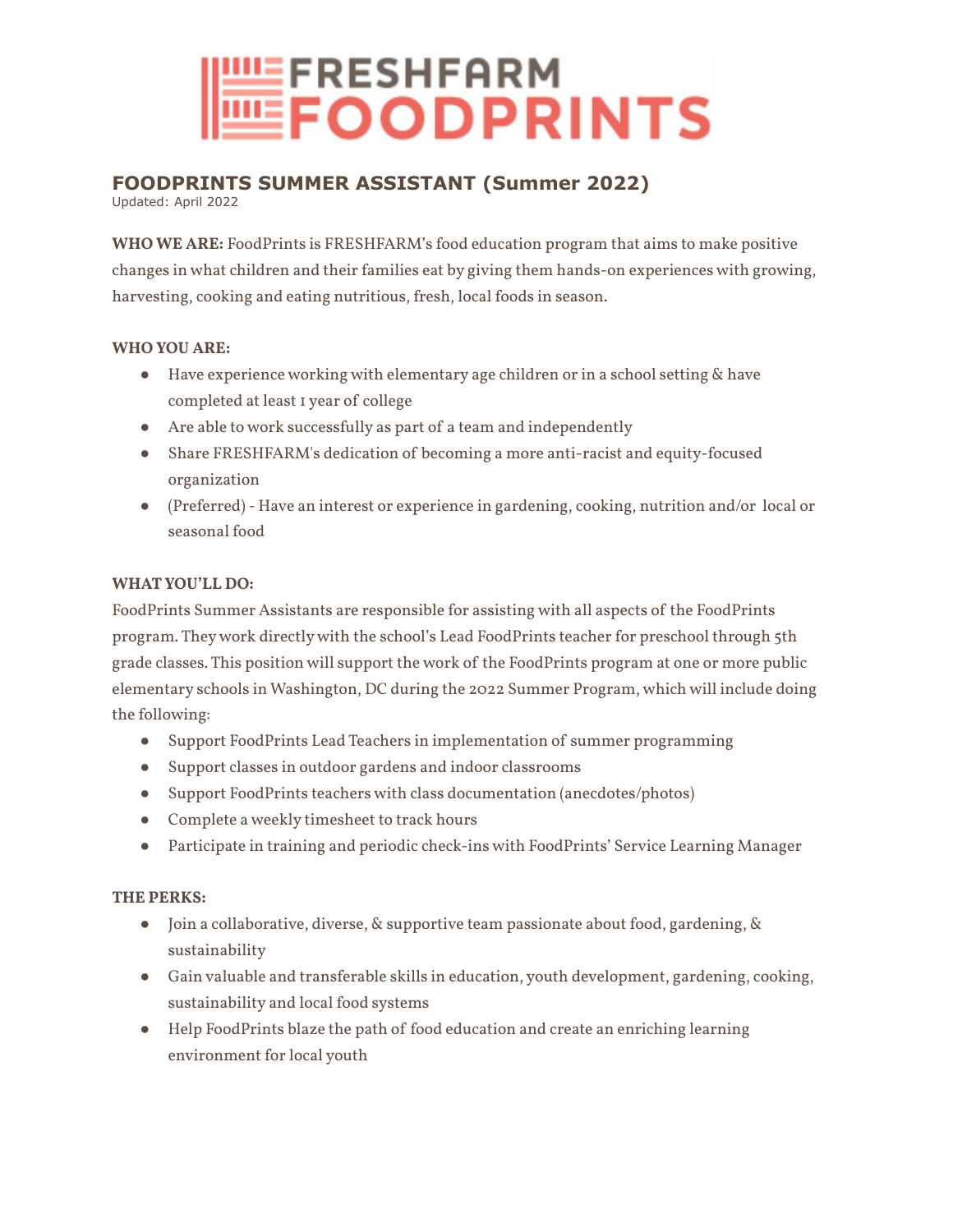# FRESHFARM FOODPRINTS

## FOODPRINTS SUMMER ASSISTANT (Summer 2022)

Updated: April 2022

**WHO WE ARE:** FoodPrints is FRESHFARM's food education program that aims to make positive changes in what children and their families eat by giving them hands-on experiences with growing, harvesting, cooking and eating nutritious, fresh, local foods in season.

**WHO YOU ARE:**

- Have experience working with elementary age children or in a school setting & have completed at least 1 year of college
- Are able to work successfully as part of a team and independently
- Share FRESHFARM's dedication of becoming a more anti-racist and equity-focused organization
- (Preferred) - Have an interest or experience in gardening, cooking, nutrition and/or local or seasonal food

**WHAT YOU'LL DO:**

FoodPrints Summer Assistants are responsible for assisting with all aspects of the FoodPrints program. They work directly with the school's Lead FoodPrints teacher for preschool through 5th grade classes. This position will support the work of the FoodPrints program at one or more public elementary schools in Washington, DC during the 2022 Summer Program, which will include doing the following:

- Support FoodPrints Lead Teachers in implementation of summer programming
- Support classes in outdoor gardens and indoor classrooms
- Support FoodPrints teachers with class documentation (anecdotes/photos)
- Complete a weekly timesheet to track hours
- Participate in training and periodic check-ins with FoodPrints' Service Learning Manager

**THE PERKS:**

- Join a collaborative, diverse, & supportive team passionate about food, gardening, & sustainability
- Gain valuable and transferable skills in education, youth development, gardening, cooking, sustainability and local food systems
- Help FoodPrints blaze the path of food education and create an enriching learning environment for local youth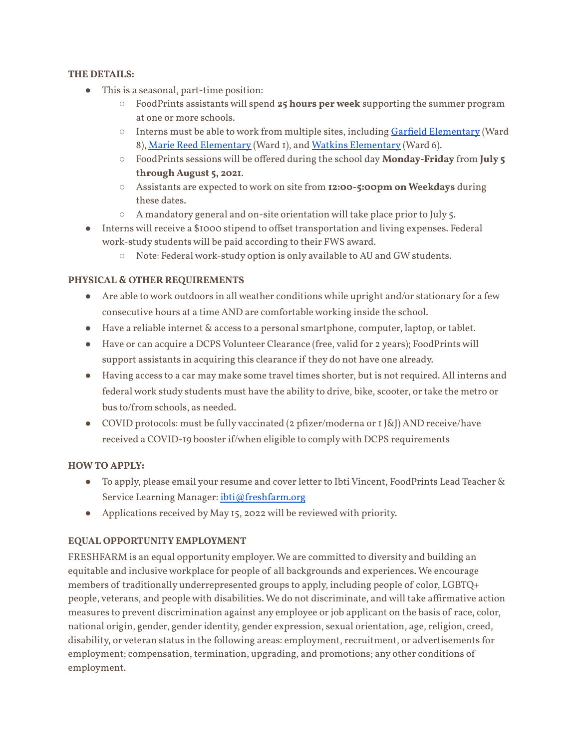**THE DETAILS:**

- This is a seasonal, part-time position:
  - FoodPrints assistants will spend **25 hours per week** supporting the summer program at one or more schools.
  - Interns must be able to work from multiple sites, including Garfield Elementary (Ward 8), Marie Reed Elementary (Ward 1), and Watkins Elementary (Ward 6).
  - FoodPrints sessions will be offered during the school day **Monday-Friday** from **July 5 through August 5, 2021**.
  - Assistants are expected to work on site from **12:00-5:00pm on Weekdays** during these dates.
  - A mandatory general and on-site orientation will take place prior to July 5.
- Interns will receive a $1000 stipend to offset transportation and living expenses. Federal work-study students will be paid according to their FWS award.
  - Note: Federal work-study option is only available to AU and GW students.

**PHYSICAL & OTHER REQUIREMENTS**

- Are able to work outdoors in all weather conditions while upright and/or stationary for a few consecutive hours at a time AND are comfortable working inside the school.
- Have a reliable internet & access to a personal smartphone, computer, laptop, or tablet.
- Have or can acquire a DCPS Volunteer Clearance (free, valid for 2 years); FoodPrints will support assistants in acquiring this clearance if they do not have one already.
- Having access to a car may make some travel times shorter, but is not required. All interns and federal work study students must have the ability to drive, bike, scooter, or take the metro or bus to/from schools, as needed.
- COVID protocols: must be fully vaccinated (2 pfizer/moderna or 1 J&J) AND receive/have received a COVID-19 booster if/when eligible to comply with DCPS requirements

**HOW TO APPLY:**

- To apply, please email your resume and cover letter to Ibti Vincent, FoodPrints Lead Teacher & Service Learning Manager: ibti@freshfarm.org
- Applications received by May 15, 2022 will be reviewed with priority.

**EQUAL OPPORTUNITY EMPLOYMENT**

FRESHFARM is an equal opportunity employer. We are committed to diversity and building an equitable and inclusive workplace for people of all backgrounds and experiences. We encourage members of traditionally underrepresented groups to apply, including people of color, LGBTQ+ people, veterans, and people with disabilities. We do not discriminate, and will take affirmative action measures to prevent discrimination against any employee or job applicant on the basis of race, color, national origin, gender, gender identity, gender expression, sexual orientation, age, religion, creed, disability, or veteran status in the following areas: employment, recruitment, or advertisements for employment; compensation, termination, upgrading, and promotions; any other conditions of employment.